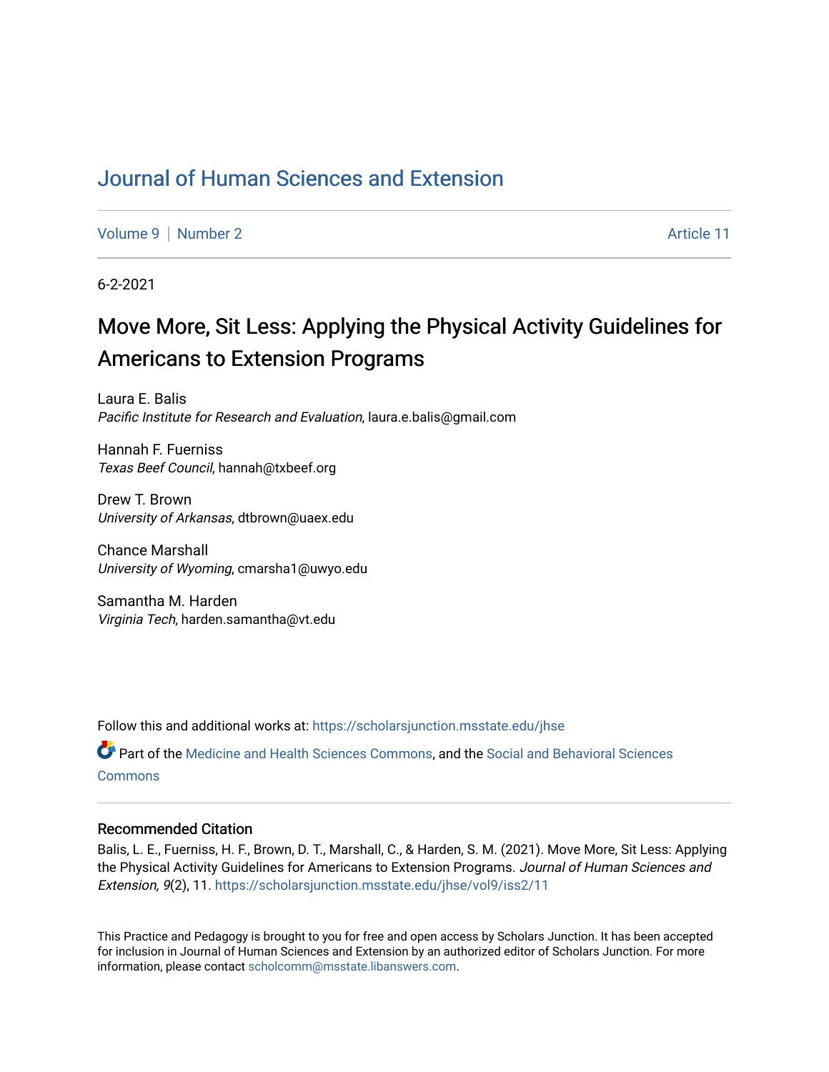# Journal of Human Sciences and Extension

Volume 9 | Number 2 | Article 11

6-2-2021

## Move More, Sit Less: Applying the Physical Activity Guidelines for Americans to Extension Programs

Laura E. Balis
*Pacific Institute for Research and Evaluation*, laura.e.balis@gmail.com

Hannah F. Fuerniss
*Texas Beef Council*, hannah@txbeef.org

Drew T. Brown
*University of Arkansas*, dtbrown@uaex.edu

Chance Marshall
*University of Wyoming*, cmarsha1@uwyo.edu

Samantha M. Harden
*Virginia Tech*, harden.samantha@vt.edu

Follow this and additional works at: https://scholarsjunction.msstate.edu/jhse

Part of the Medicine and Health Sciences Commons, and the Social and Behavioral Sciences Commons

### Recommended Citation

Balis, L. E., Fuerniss, H. F., Brown, D. T., Marshall, C., & Harden, S. M. (2021). Move More, Sit Less: Applying the Physical Activity Guidelines for Americans to Extension Programs. *Journal of Human Sciences and Extension, 9*(2), 11. https://scholarsjunction.msstate.edu/jhse/vol9/iss2/11

This Practice and Pedagogy is brought to you for free and open access by Scholars Junction. It has been accepted for inclusion in Journal of Human Sciences and Extension by an authorized editor of Scholars Junction. For more information, please contact scholcomm@msstate.libanswers.com.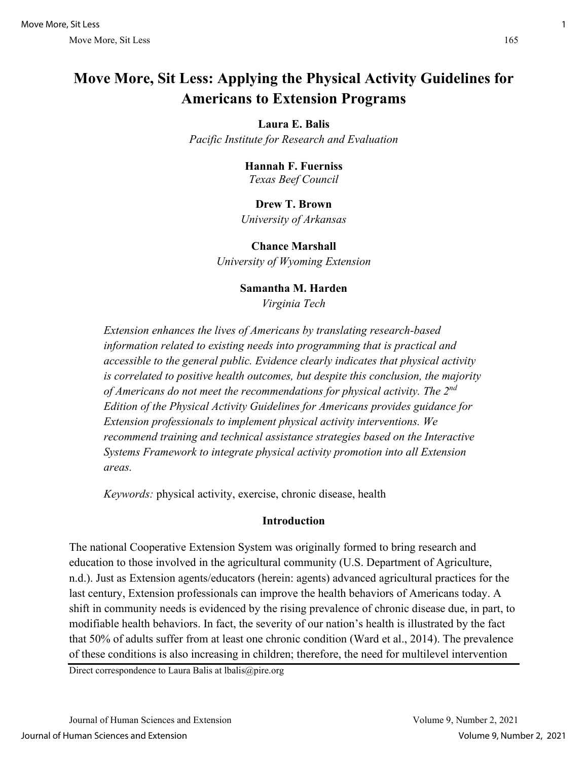# Move More, Sit Less: Applying the Physical Activity Guidelines for Americans to Extension Programs

**Laura E. Balis**
*Pacific Institute for Research and Evaluation*

**Hannah F. Fuerniss**
*Texas Beef Council*

**Drew T. Brown**
*University of Arkansas*

**Chance Marshall**
*University of Wyoming Extension*

**Samantha M. Harden**
*Virginia Tech*

*Extension enhances the lives of Americans by translating research-based information related to existing needs into programming that is practical and accessible to the general public. Evidence clearly indicates that physical activity is correlated to positive health outcomes, but despite this conclusion, the majority of Americans do not meet the recommendations for physical activity. The 2nd Edition of the Physical Activity Guidelines for Americans provides guidance for Extension professionals to implement physical activity interventions. We recommend training and technical assistance strategies based on the Interactive Systems Framework to integrate physical activity promotion into all Extension areas.*

*Keywords:* physical activity, exercise, chronic disease, health

## Introduction

The national Cooperative Extension System was originally formed to bring research and education to those involved in the agricultural community (U.S. Department of Agriculture, n.d.). Just as Extension agents/educators (herein: agents) advanced agricultural practices for the last century, Extension professionals can improve the health behaviors of Americans today. A shift in community needs is evidenced by the rising prevalence of chronic disease due, in part, to modifiable health behaviors. In fact, the severity of our nation's health is illustrated by the fact that 50% of adults suffer from at least one chronic condition (Ward et al., 2014). The prevalence of these conditions is also increasing in children; therefore, the need for multilevel intervention

Direct correspondence to Laura Balis at lbalis@pire.org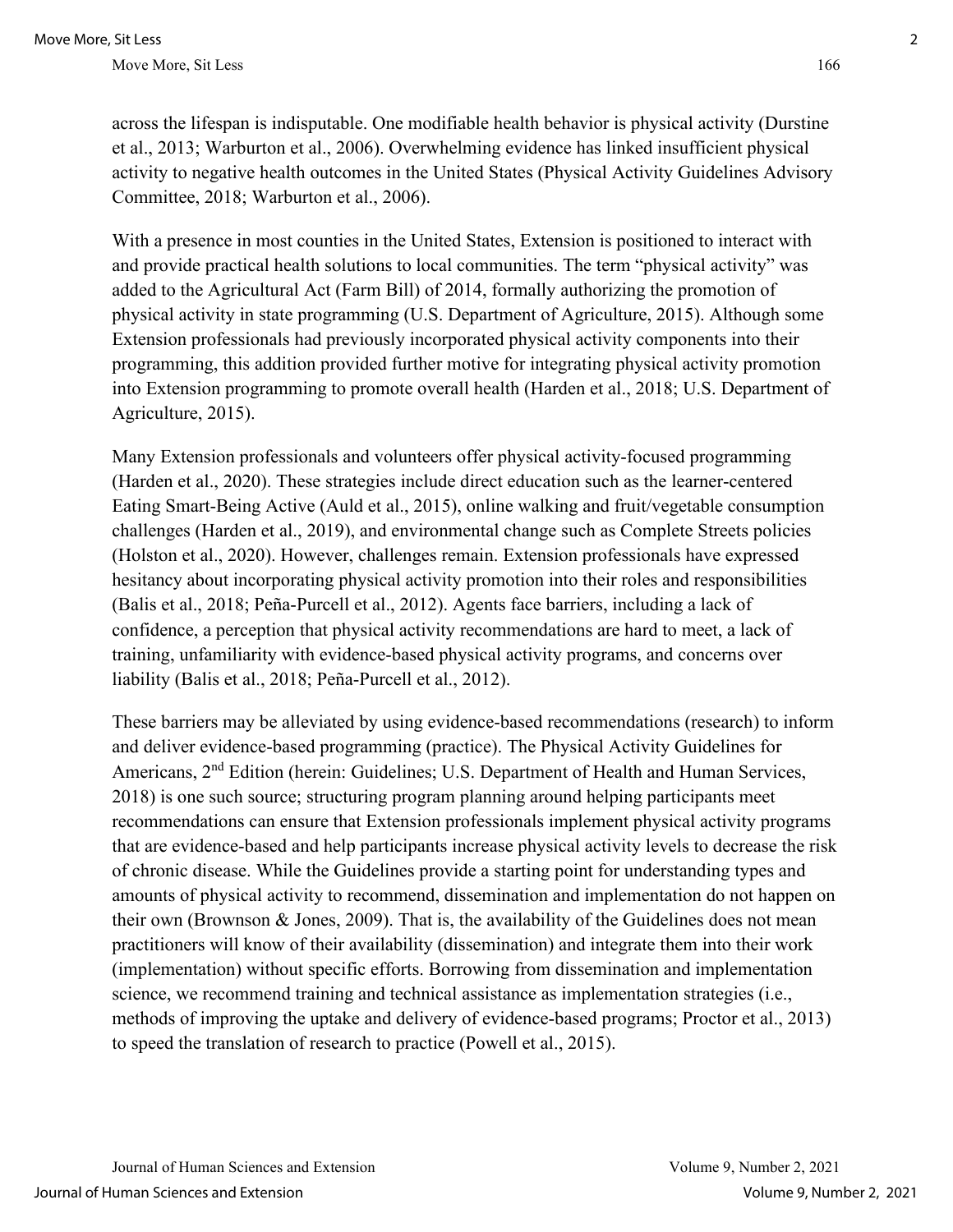across the lifespan is indisputable. One modifiable health behavior is physical activity (Durstine et al., 2013; Warburton et al., 2006). Overwhelming evidence has linked insufficient physical activity to negative health outcomes in the United States (Physical Activity Guidelines Advisory Committee, 2018; Warburton et al., 2006).

With a presence in most counties in the United States, Extension is positioned to interact with and provide practical health solutions to local communities. The term "physical activity" was added to the Agricultural Act (Farm Bill) of 2014, formally authorizing the promotion of physical activity in state programming (U.S. Department of Agriculture, 2015). Although some Extension professionals had previously incorporated physical activity components into their programming, this addition provided further motive for integrating physical activity promotion into Extension programming to promote overall health (Harden et al., 2018; U.S. Department of Agriculture, 2015).

Many Extension professionals and volunteers offer physical activity-focused programming (Harden et al., 2020). These strategies include direct education such as the learner-centered Eating Smart-Being Active (Auld et al., 2015), online walking and fruit/vegetable consumption challenges (Harden et al., 2019), and environmental change such as Complete Streets policies (Holston et al., 2020). However, challenges remain. Extension professionals have expressed hesitancy about incorporating physical activity promotion into their roles and responsibilities (Balis et al., 2018; Peña-Purcell et al., 2012). Agents face barriers, including a lack of confidence, a perception that physical activity recommendations are hard to meet, a lack of training, unfamiliarity with evidence-based physical activity programs, and concerns over liability (Balis et al., 2018; Peña-Purcell et al., 2012).

These barriers may be alleviated by using evidence-based recommendations (research) to inform and deliver evidence-based programming (practice). The Physical Activity Guidelines for Americans, 2nd Edition (herein: Guidelines; U.S. Department of Health and Human Services, 2018) is one such source; structuring program planning around helping participants meet recommendations can ensure that Extension professionals implement physical activity programs that are evidence-based and help participants increase physical activity levels to decrease the risk of chronic disease. While the Guidelines provide a starting point for understanding types and amounts of physical activity to recommend, dissemination and implementation do not happen on their own (Brownson & Jones, 2009). That is, the availability of the Guidelines does not mean practitioners will know of their availability (dissemination) and integrate them into their work (implementation) without specific efforts. Borrowing from dissemination and implementation science, we recommend training and technical assistance as implementation strategies (i.e., methods of improving the uptake and delivery of evidence-based programs; Proctor et al., 2013) to speed the translation of research to practice (Powell et al., 2015).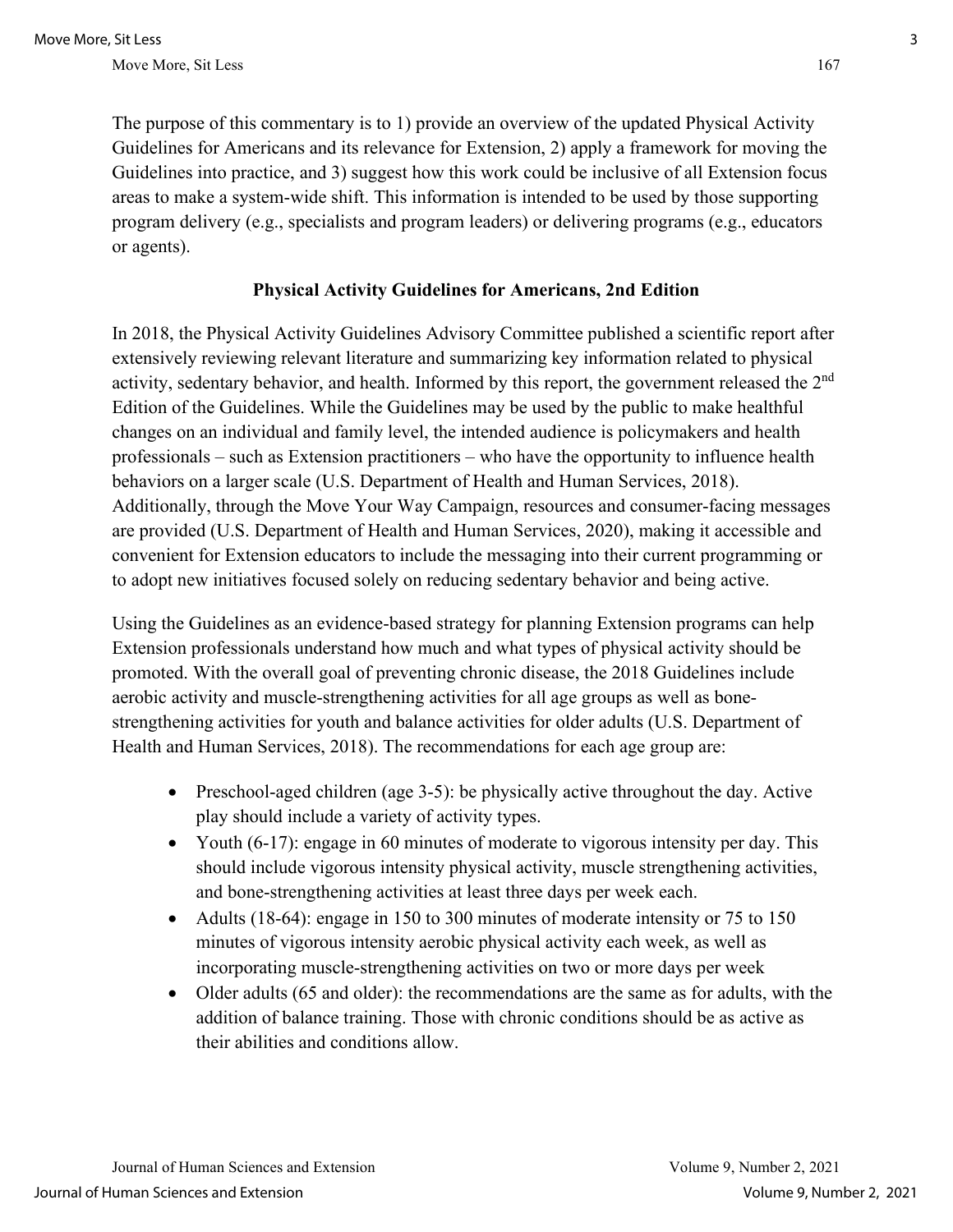The purpose of this commentary is to 1) provide an overview of the updated Physical Activity Guidelines for Americans and its relevance for Extension, 2) apply a framework for moving the Guidelines into practice, and 3) suggest how this work could be inclusive of all Extension focus areas to make a system-wide shift. This information is intended to be used by those supporting program delivery (e.g., specialists and program leaders) or delivering programs (e.g., educators or agents).

## Physical Activity Guidelines for Americans, 2nd Edition

In 2018, the Physical Activity Guidelines Advisory Committee published a scientific report after extensively reviewing relevant literature and summarizing key information related to physical activity, sedentary behavior, and health. Informed by this report, the government released the 2nd Edition of the Guidelines. While the Guidelines may be used by the public to make healthful changes on an individual and family level, the intended audience is policymakers and health professionals – such as Extension practitioners – who have the opportunity to influence health behaviors on a larger scale (U.S. Department of Health and Human Services, 2018). Additionally, through the Move Your Way Campaign, resources and consumer-facing messages are provided (U.S. Department of Health and Human Services, 2020), making it accessible and convenient for Extension educators to include the messaging into their current programming or to adopt new initiatives focused solely on reducing sedentary behavior and being active.

Using the Guidelines as an evidence-based strategy for planning Extension programs can help Extension professionals understand how much and what types of physical activity should be promoted. With the overall goal of preventing chronic disease, the 2018 Guidelines include aerobic activity and muscle-strengthening activities for all age groups as well as bone-strengthening activities for youth and balance activities for older adults (U.S. Department of Health and Human Services, 2018). The recommendations for each age group are:

- Preschool-aged children (age 3-5): be physically active throughout the day. Active play should include a variety of activity types.
- Youth (6-17): engage in 60 minutes of moderate to vigorous intensity per day. This should include vigorous intensity physical activity, muscle strengthening activities, and bone-strengthening activities at least three days per week each.
- Adults (18-64): engage in 150 to 300 minutes of moderate intensity or 75 to 150 minutes of vigorous intensity aerobic physical activity each week, as well as incorporating muscle-strengthening activities on two or more days per week
- Older adults (65 and older): the recommendations are the same as for adults, with the addition of balance training. Those with chronic conditions should be as active as their abilities and conditions allow.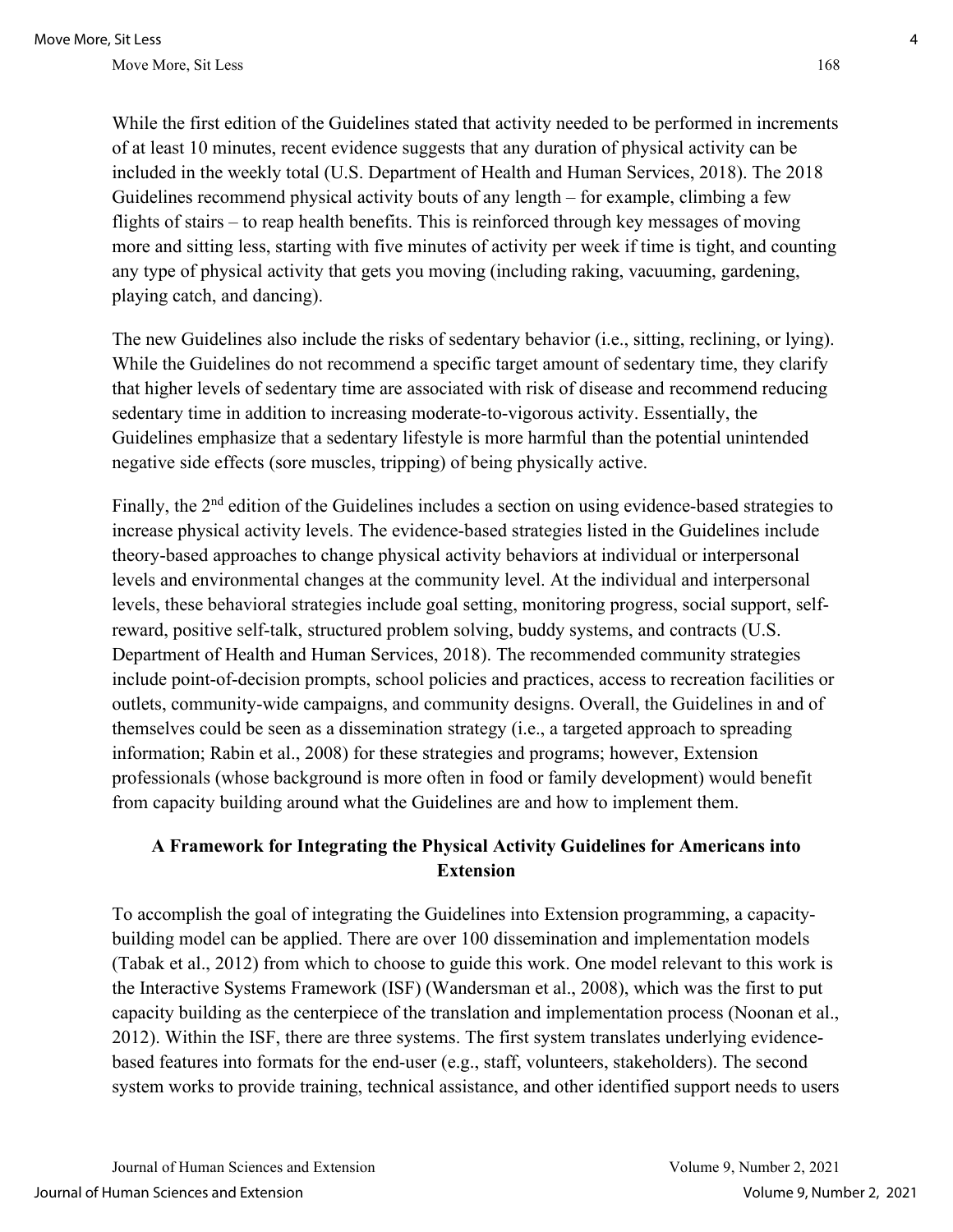While the first edition of the Guidelines stated that activity needed to be performed in increments of at least 10 minutes, recent evidence suggests that any duration of physical activity can be included in the weekly total (U.S. Department of Health and Human Services, 2018). The 2018 Guidelines recommend physical activity bouts of any length – for example, climbing a few flights of stairs – to reap health benefits. This is reinforced through key messages of moving more and sitting less, starting with five minutes of activity per week if time is tight, and counting any type of physical activity that gets you moving (including raking, vacuuming, gardening, playing catch, and dancing).

The new Guidelines also include the risks of sedentary behavior (i.e., sitting, reclining, or lying). While the Guidelines do not recommend a specific target amount of sedentary time, they clarify that higher levels of sedentary time are associated with risk of disease and recommend reducing sedentary time in addition to increasing moderate-to-vigorous activity. Essentially, the Guidelines emphasize that a sedentary lifestyle is more harmful than the potential unintended negative side effects (sore muscles, tripping) of being physically active.

Finally, the 2nd edition of the Guidelines includes a section on using evidence-based strategies to increase physical activity levels. The evidence-based strategies listed in the Guidelines include theory-based approaches to change physical activity behaviors at individual or interpersonal levels and environmental changes at the community level. At the individual and interpersonal levels, these behavioral strategies include goal setting, monitoring progress, social support, self-reward, positive self-talk, structured problem solving, buddy systems, and contracts (U.S. Department of Health and Human Services, 2018). The recommended community strategies include point-of-decision prompts, school policies and practices, access to recreation facilities or outlets, community-wide campaigns, and community designs. Overall, the Guidelines in and of themselves could be seen as a dissemination strategy (i.e., a targeted approach to spreading information; Rabin et al., 2008) for these strategies and programs; however, Extension professionals (whose background is more often in food or family development) would benefit from capacity building around what the Guidelines are and how to implement them.

## A Framework for Integrating the Physical Activity Guidelines for Americans into Extension

To accomplish the goal of integrating the Guidelines into Extension programming, a capacity-building model can be applied. There are over 100 dissemination and implementation models (Tabak et al., 2012) from which to choose to guide this work. One model relevant to this work is the Interactive Systems Framework (ISF) (Wandersman et al., 2008), which was the first to put capacity building as the centerpiece of the translation and implementation process (Noonan et al., 2012). Within the ISF, there are three systems. The first system translates underlying evidence-based features into formats for the end-user (e.g., staff, volunteers, stakeholders). The second system works to provide training, technical assistance, and other identified support needs to users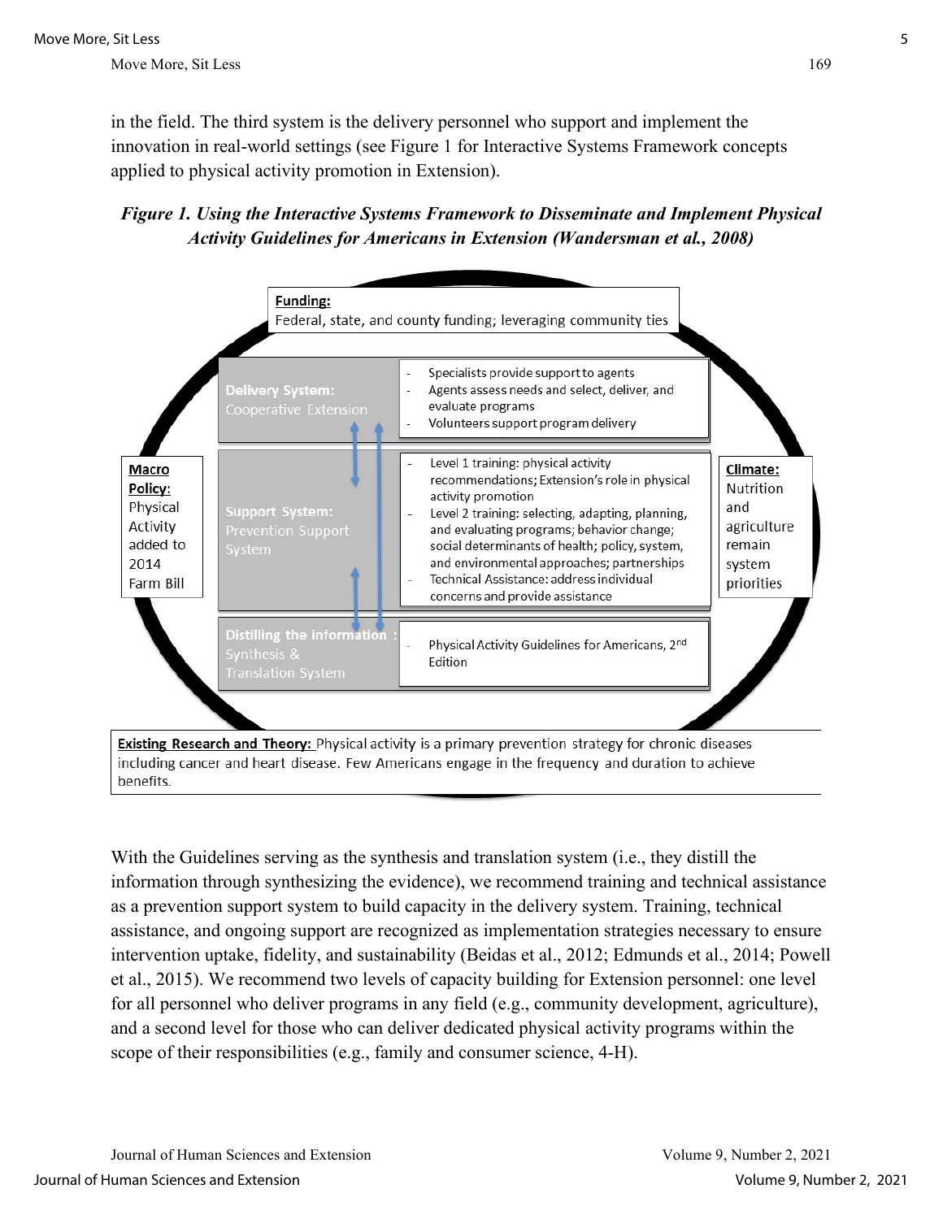in the field. The third system is the delivery personnel who support and implement the innovation in real-world settings (see Figure 1 for Interactive Systems Framework concepts applied to physical activity promotion in Extension).

***Figure 1. Using the Interactive Systems Framework to Disseminate and Implement Physical Activity Guidelines for Americans in Extension (Wandersman et al., 2008)***

**Funding:**
Federal, state, and county funding; leveraging community ties

**Delivery System:** Cooperative Extension
- Specialists provide support to agents
- Agents assess needs and select, deliver, and evaluate programs
- Volunteers support program delivery

**Support System:** Prevention Support System
- Level 1 training: physical activity recommendations; Extension's role in physical activity promotion
- Level 2 training: selecting, adapting, planning, and evaluating programs; behavior change; social determinants of health; policy, system, and environmental approaches; partnerships
- Technical Assistance: address individual concerns and provide assistance

**Distilling the information:** Synthesis & Translation System
- Physical Activity Guidelines for Americans, 2nd Edition

**Macro Policy:** Physical Activity added to 2014 Farm Bill

**Climate:** Nutrition and agriculture remain system priorities

**Existing Research and Theory:** Physical activity is a primary prevention strategy for chronic diseases including cancer and heart disease. Few Americans engage in the frequency and duration to achieve benefits.

With the Guidelines serving as the synthesis and translation system (i.e., they distill the information through synthesizing the evidence), we recommend training and technical assistance as a prevention support system to build capacity in the delivery system. Training, technical assistance, and ongoing support are recognized as implementation strategies necessary to ensure intervention uptake, fidelity, and sustainability (Beidas et al., 2012; Edmunds et al., 2014; Powell et al., 2015). We recommend two levels of capacity building for Extension personnel: one level for all personnel who deliver programs in any field (e.g., community development, agriculture), and a second level for those who can deliver dedicated physical activity programs within the scope of their responsibilities (e.g., family and consumer science, 4-H).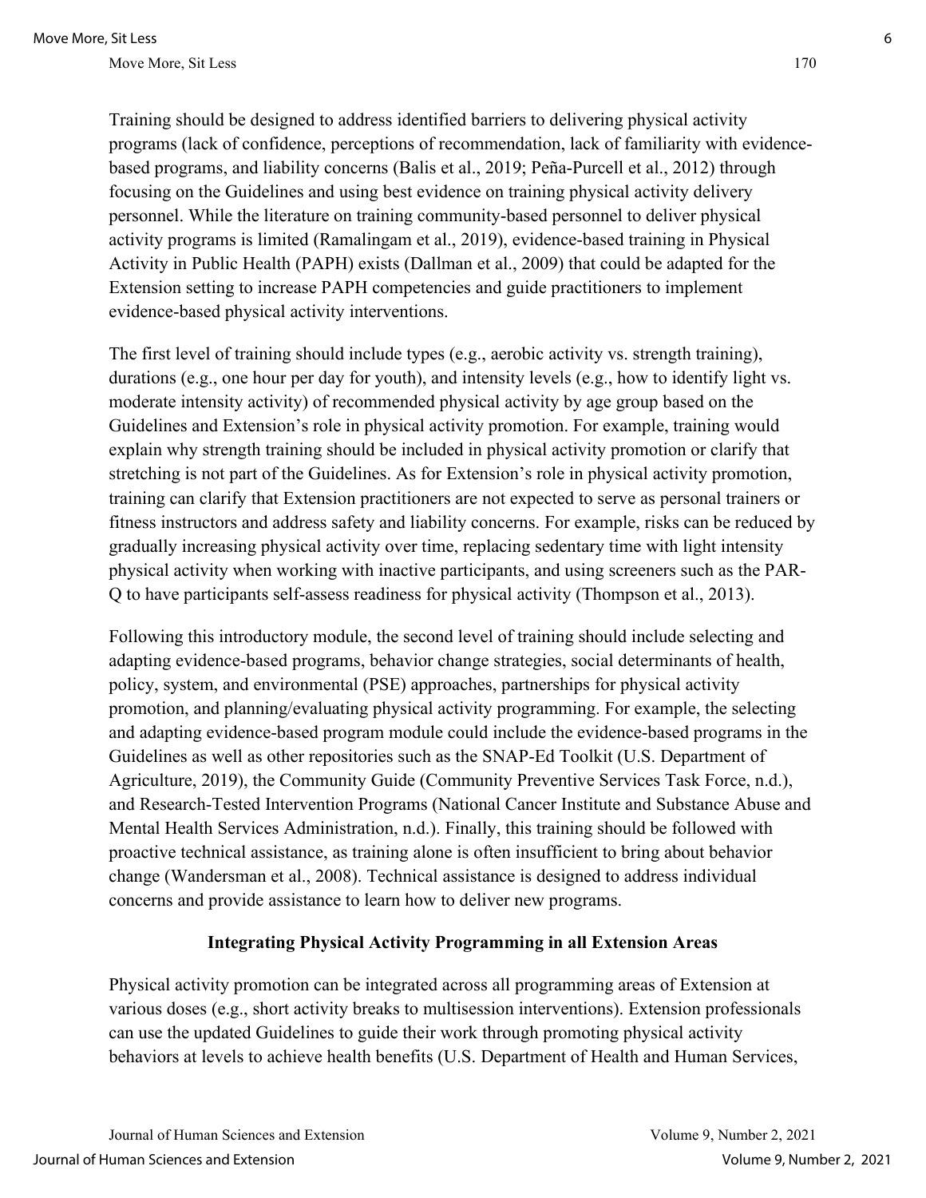Training should be designed to address identified barriers to delivering physical activity programs (lack of confidence, perceptions of recommendation, lack of familiarity with evidence-based programs, and liability concerns (Balis et al., 2019; Peña-Purcell et al., 2012) through focusing on the Guidelines and using best evidence on training physical activity delivery personnel. While the literature on training community-based personnel to deliver physical activity programs is limited (Ramalingam et al., 2019), evidence-based training in Physical Activity in Public Health (PAPH) exists (Dallman et al., 2009) that could be adapted for the Extension setting to increase PAPH competencies and guide practitioners to implement evidence-based physical activity interventions.

The first level of training should include types (e.g., aerobic activity vs. strength training), durations (e.g., one hour per day for youth), and intensity levels (e.g., how to identify light vs. moderate intensity activity) of recommended physical activity by age group based on the Guidelines and Extension's role in physical activity promotion. For example, training would explain why strength training should be included in physical activity promotion or clarify that stretching is not part of the Guidelines. As for Extension's role in physical activity promotion, training can clarify that Extension practitioners are not expected to serve as personal trainers or fitness instructors and address safety and liability concerns. For example, risks can be reduced by gradually increasing physical activity over time, replacing sedentary time with light intensity physical activity when working with inactive participants, and using screeners such as the PAR-Q to have participants self-assess readiness for physical activity (Thompson et al., 2013).

Following this introductory module, the second level of training should include selecting and adapting evidence-based programs, behavior change strategies, social determinants of health, policy, system, and environmental (PSE) approaches, partnerships for physical activity promotion, and planning/evaluating physical activity programming. For example, the selecting and adapting evidence-based program module could include the evidence-based programs in the Guidelines as well as other repositories such as the SNAP-Ed Toolkit (U.S. Department of Agriculture, 2019), the Community Guide (Community Preventive Services Task Force, n.d.), and Research-Tested Intervention Programs (National Cancer Institute and Substance Abuse and Mental Health Services Administration, n.d.). Finally, this training should be followed with proactive technical assistance, as training alone is often insufficient to bring about behavior change (Wandersman et al., 2008). Technical assistance is designed to address individual concerns and provide assistance to learn how to deliver new programs.

## Integrating Physical Activity Programming in all Extension Areas

Physical activity promotion can be integrated across all programming areas of Extension at various doses (e.g., short activity breaks to multisession interventions). Extension professionals can use the updated Guidelines to guide their work through promoting physical activity behaviors at levels to achieve health benefits (U.S. Department of Health and Human Services,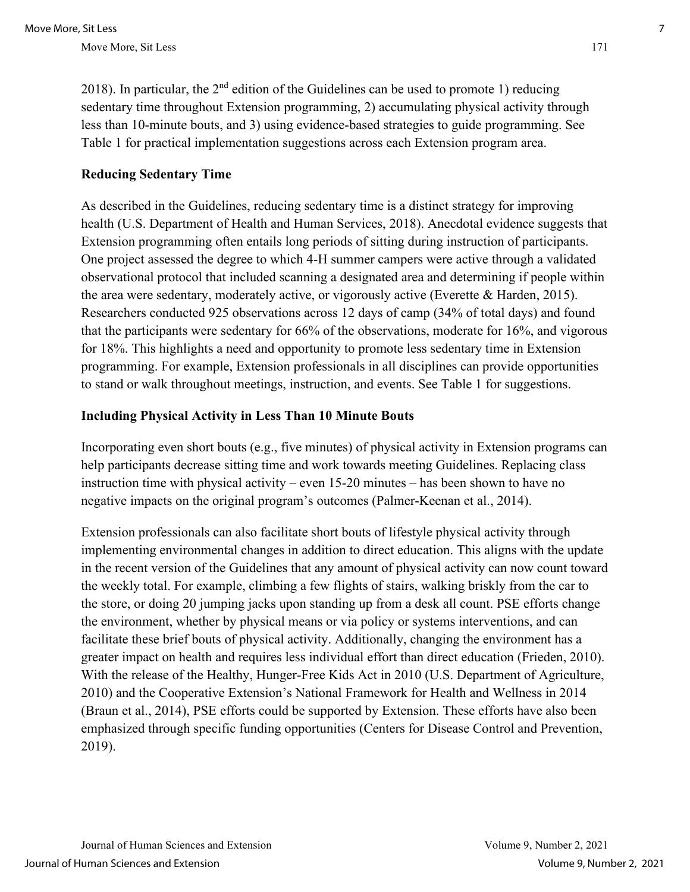2018). In particular, the 2nd edition of the Guidelines can be used to promote 1) reducing sedentary time throughout Extension programming, 2) accumulating physical activity through less than 10-minute bouts, and 3) using evidence-based strategies to guide programming. See Table 1 for practical implementation suggestions across each Extension program area.

### Reducing Sedentary Time

As described in the Guidelines, reducing sedentary time is a distinct strategy for improving health (U.S. Department of Health and Human Services, 2018). Anecdotal evidence suggests that Extension programming often entails long periods of sitting during instruction of participants. One project assessed the degree to which 4-H summer campers were active through a validated observational protocol that included scanning a designated area and determining if people within the area were sedentary, moderately active, or vigorously active (Everette & Harden, 2015). Researchers conducted 925 observations across 12 days of camp (34% of total days) and found that the participants were sedentary for 66% of the observations, moderate for 16%, and vigorous for 18%. This highlights a need and opportunity to promote less sedentary time in Extension programming. For example, Extension professionals in all disciplines can provide opportunities to stand or walk throughout meetings, instruction, and events. See Table 1 for suggestions.

### Including Physical Activity in Less Than 10 Minute Bouts

Incorporating even short bouts (e.g., five minutes) of physical activity in Extension programs can help participants decrease sitting time and work towards meeting Guidelines. Replacing class instruction time with physical activity – even 15-20 minutes – has been shown to have no negative impacts on the original program's outcomes (Palmer-Keenan et al., 2014).

Extension professionals can also facilitate short bouts of lifestyle physical activity through implementing environmental changes in addition to direct education. This aligns with the update in the recent version of the Guidelines that any amount of physical activity can now count toward the weekly total. For example, climbing a few flights of stairs, walking briskly from the car to the store, or doing 20 jumping jacks upon standing up from a desk all count. PSE efforts change the environment, whether by physical means or via policy or systems interventions, and can facilitate these brief bouts of physical activity. Additionally, changing the environment has a greater impact on health and requires less individual effort than direct education (Frieden, 2010). With the release of the Healthy, Hunger-Free Kids Act in 2010 (U.S. Department of Agriculture, 2010) and the Cooperative Extension's National Framework for Health and Wellness in 2014 (Braun et al., 2014), PSE efforts could be supported by Extension. These efforts have also been emphasized through specific funding opportunities (Centers for Disease Control and Prevention, 2019).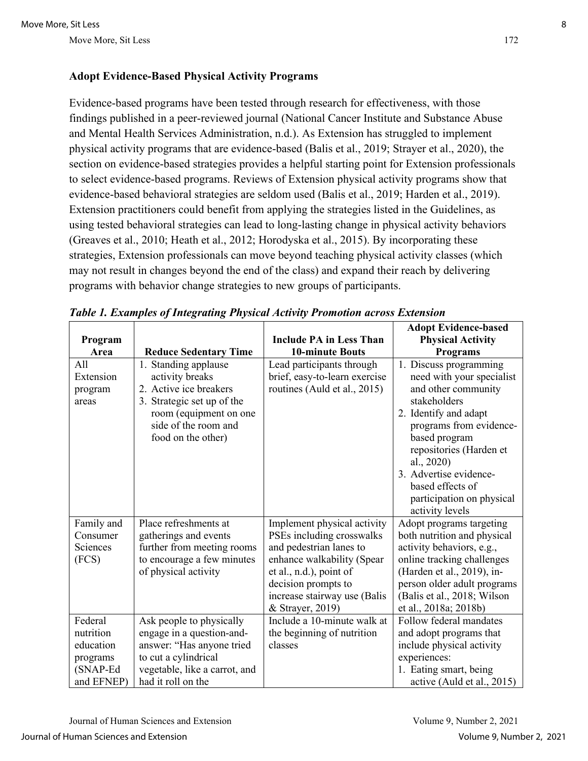### Adopt Evidence-Based Physical Activity Programs

Evidence-based programs have been tested through research for effectiveness, with those findings published in a peer-reviewed journal (National Cancer Institute and Substance Abuse and Mental Health Services Administration, n.d.). As Extension has struggled to implement physical activity programs that are evidence-based (Balis et al., 2019; Strayer et al., 2020), the section on evidence-based strategies provides a helpful starting point for Extension professionals to select evidence-based programs. Reviews of Extension physical activity programs show that evidence-based behavioral strategies are seldom used (Balis et al., 2019; Harden et al., 2019). Extension practitioners could benefit from applying the strategies listed in the Guidelines, as using tested behavioral strategies can lead to long-lasting change in physical activity behaviors (Greaves et al., 2010; Heath et al., 2012; Horodyska et al., 2015). By incorporating these strategies, Extension professionals can move beyond teaching physical activity classes (which may not result in changes beyond the end of the class) and expand their reach by delivering programs with behavior change strategies to new groups of participants.

***Table 1. Examples of Integrating Physical Activity Promotion across Extension***

| Program Area | Reduce Sedentary Time | Include PA in Less Than 10-minute Bouts | Adopt Evidence-based Physical Activity Programs |
|---|---|---|---|
| All Extension program areas | 1. Standing applause activity breaks<br>2. Active ice breakers<br>3. Strategic set up of the room (equipment on one side of the room and food on the other) | Lead participants through brief, easy-to-learn exercise routines (Auld et al., 2015) | 1. Discuss programming need with your specialist and other community stakeholders<br>2. Identify and adapt programs from evidence-based program repositories (Harden et al., 2020)<br>3. Advertise evidence-based effects of participation on physical activity levels |
| Family and Consumer Sciences (FCS) | Place refreshments at gatherings and events further from meeting rooms to encourage a few minutes of physical activity | Implement physical activity PSEs including crosswalks and pedestrian lanes to enhance walkability (Spear et al., n.d.), point of decision prompts to increase stairway use (Balis & Strayer, 2019) | Adopt programs targeting both nutrition and physical activity behaviors, e.g., online tracking challenges (Harden et al., 2019), in-person older adult programs (Balis et al., 2018; Wilson et al., 2018a; 2018b) |
| Federal nutrition education programs (SNAP-Ed and EFNEP) | Ask people to physically engage in a question-and-answer: "Has anyone tried to cut a cylindrical vegetable, like a carrot, and had it roll on the | Include a 10-minute walk at the beginning of nutrition classes | Follow federal mandates and adopt programs that include physical activity experiences:<br>1. Eating smart, being active (Auld et al., 2015) |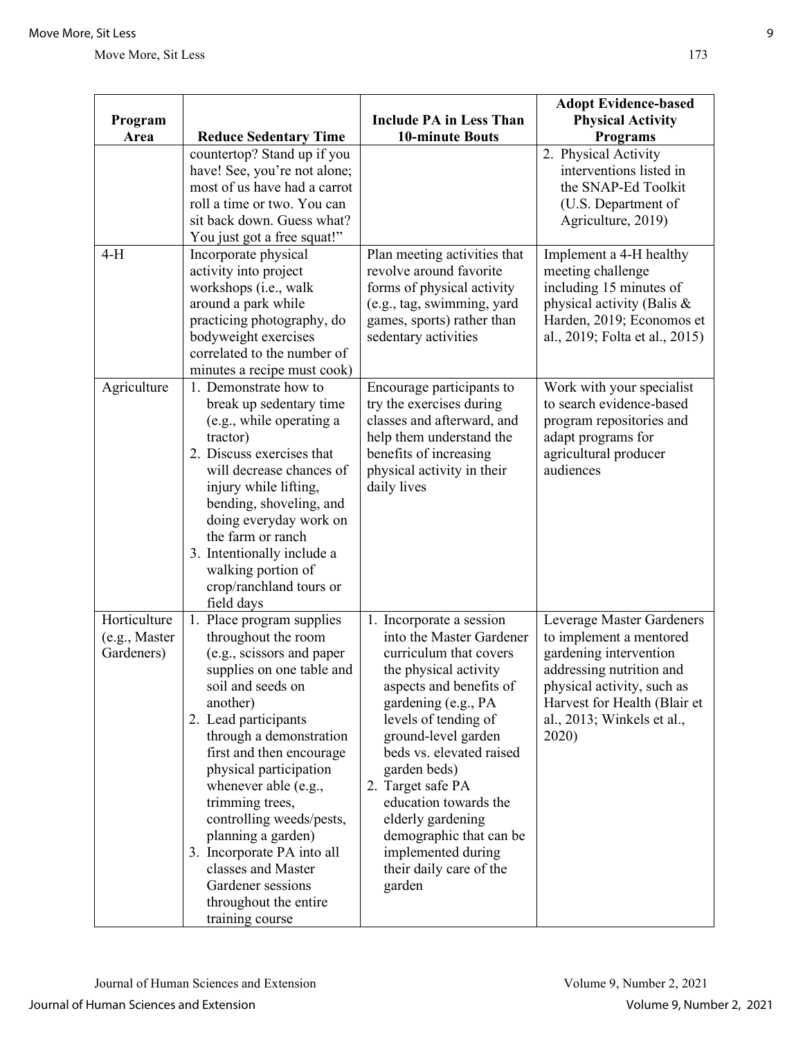| Program Area | Reduce Sedentary Time | Include PA in Less Than 10-minute Bouts | Adopt Evidence-based Physical Activity Programs |
|---|---|---|---|
| | countertop? Stand up if you have! See, you're not alone; most of us have had a carrot roll a time or two. You can sit back down. Guess what? You just got a free squat!" | | 2. Physical Activity interventions listed in the SNAP-Ed Toolkit (U.S. Department of Agriculture, 2019) |
| 4-H | Incorporate physical activity into project workshops (i.e., walk around a park while practicing photography, do bodyweight exercises correlated to the number of minutes a recipe must cook) | Plan meeting activities that revolve around favorite forms of physical activity (e.g., tag, swimming, yard games, sports) rather than sedentary activities | Implement a 4-H healthy meeting challenge including 15 minutes of physical activity (Balis & Harden, 2019; Economos et al., 2019; Folta et al., 2015) |
| Agriculture | 1. Demonstrate how to break up sedentary time (e.g., while operating a tractor)<br>2. Discuss exercises that will decrease chances of injury while lifting, bending, shoveling, and doing everyday work on the farm or ranch<br>3. Intentionally include a walking portion of crop/ranchland tours or field days | Encourage participants to try the exercises during classes and afterward, and help them understand the benefits of increasing physical activity in their daily lives | Work with your specialist to search evidence-based program repositories and adapt programs for agricultural producer audiences |
| Horticulture (e.g., Master Gardeners) | 1. Place program supplies throughout the room (e.g., scissors and paper supplies on one table and soil and seeds on another)<br>2. Lead participants through a demonstration first and then encourage physical participation whenever able (e.g., trimming trees, controlling weeds/pests, planning a garden)<br>3. Incorporate PA into all classes and Master Gardener sessions throughout the entire training course | 1. Incorporate a session into the Master Gardener curriculum that covers the physical activity aspects and benefits of gardening (e.g., PA levels of tending of ground-level garden beds vs. elevated raised garden beds)<br>2. Target safe PA education towards the elderly gardening demographic that can be implemented during their daily care of the garden | Leverage Master Gardeners to implement a mentored gardening intervention addressing nutrition and physical activity, such as Harvest for Health (Blair et al., 2013; Winkels et al., 2020) |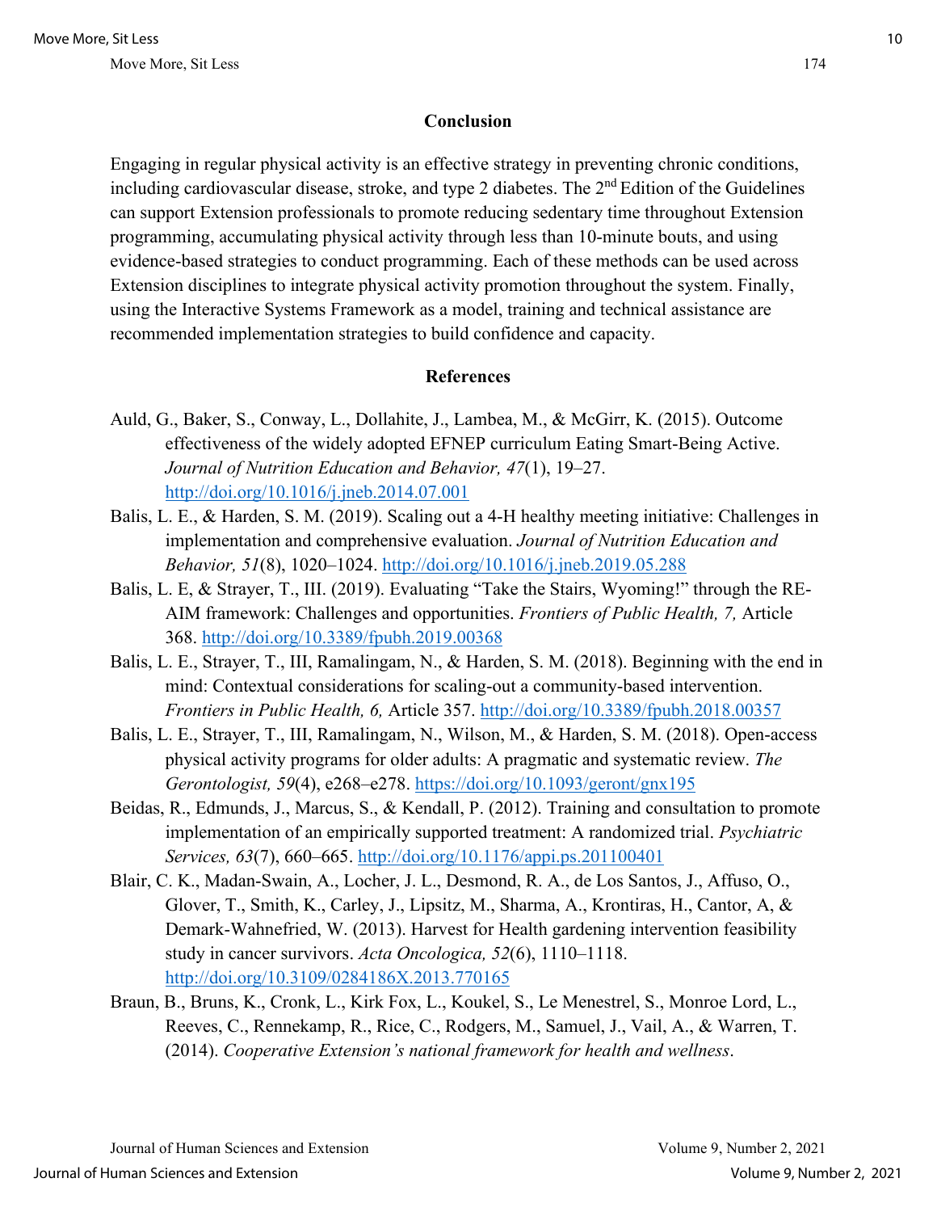## Conclusion

Engaging in regular physical activity is an effective strategy in preventing chronic conditions, including cardiovascular disease, stroke, and type 2 diabetes. The 2nd Edition of the Guidelines can support Extension professionals to promote reducing sedentary time throughout Extension programming, accumulating physical activity through less than 10-minute bouts, and using evidence-based strategies to conduct programming. Each of these methods can be used across Extension disciplines to integrate physical activity promotion throughout the system. Finally, using the Interactive Systems Framework as a model, training and technical assistance are recommended implementation strategies to build confidence and capacity.

## References

Auld, G., Baker, S., Conway, L., Dollahite, J., Lambea, M., & McGirr, K. (2015). Outcome effectiveness of the widely adopted EFNEP curriculum Eating Smart-Being Active. *Journal of Nutrition Education and Behavior, 47*(1), 19–27. http://doi.org/10.1016/j.jneb.2014.07.001

Balis, L. E., & Harden, S. M. (2019). Scaling out a 4-H healthy meeting initiative: Challenges in implementation and comprehensive evaluation. *Journal of Nutrition Education and Behavior, 51*(8), 1020–1024. http://doi.org/10.1016/j.jneb.2019.05.288

Balis, L. E, & Strayer, T., III. (2019). Evaluating "Take the Stairs, Wyoming!" through the RE-AIM framework: Challenges and opportunities. *Frontiers of Public Health, 7,* Article 368. http://doi.org/10.3389/fpubh.2019.00368

Balis, L. E., Strayer, T., III, Ramalingam, N., & Harden, S. M. (2018). Beginning with the end in mind: Contextual considerations for scaling-out a community-based intervention. *Frontiers in Public Health, 6,* Article 357. http://doi.org/10.3389/fpubh.2018.00357

Balis, L. E., Strayer, T., III, Ramalingam, N., Wilson, M., & Harden, S. M. (2018). Open-access physical activity programs for older adults: A pragmatic and systematic review. *The Gerontologist, 59*(4), e268–e278. https://doi.org/10.1093/geront/gnx195

Beidas, R., Edmunds, J., Marcus, S., & Kendall, P. (2012). Training and consultation to promote implementation of an empirically supported treatment: A randomized trial. *Psychiatric Services, 63*(7), 660–665. http://doi.org/10.1176/appi.ps.201100401

Blair, C. K., Madan-Swain, A., Locher, J. L., Desmond, R. A., de Los Santos, J., Affuso, O., Glover, T., Smith, K., Carley, J., Lipsitz, M., Sharma, A., Krontiras, H., Cantor, A, & Demark-Wahnefried, W. (2013). Harvest for Health gardening intervention feasibility study in cancer survivors. *Acta Oncologica, 52*(6), 1110–1118. http://doi.org/10.3109/0284186X.2013.770165

Braun, B., Bruns, K., Cronk, L., Kirk Fox, L., Koukel, S., Le Menestrel, S., Monroe Lord, L., Reeves, C., Rennekamp, R., Rice, C., Rodgers, M., Samuel, J., Vail, A., & Warren, T. (2014). *Cooperative Extension's national framework for health and wellness*.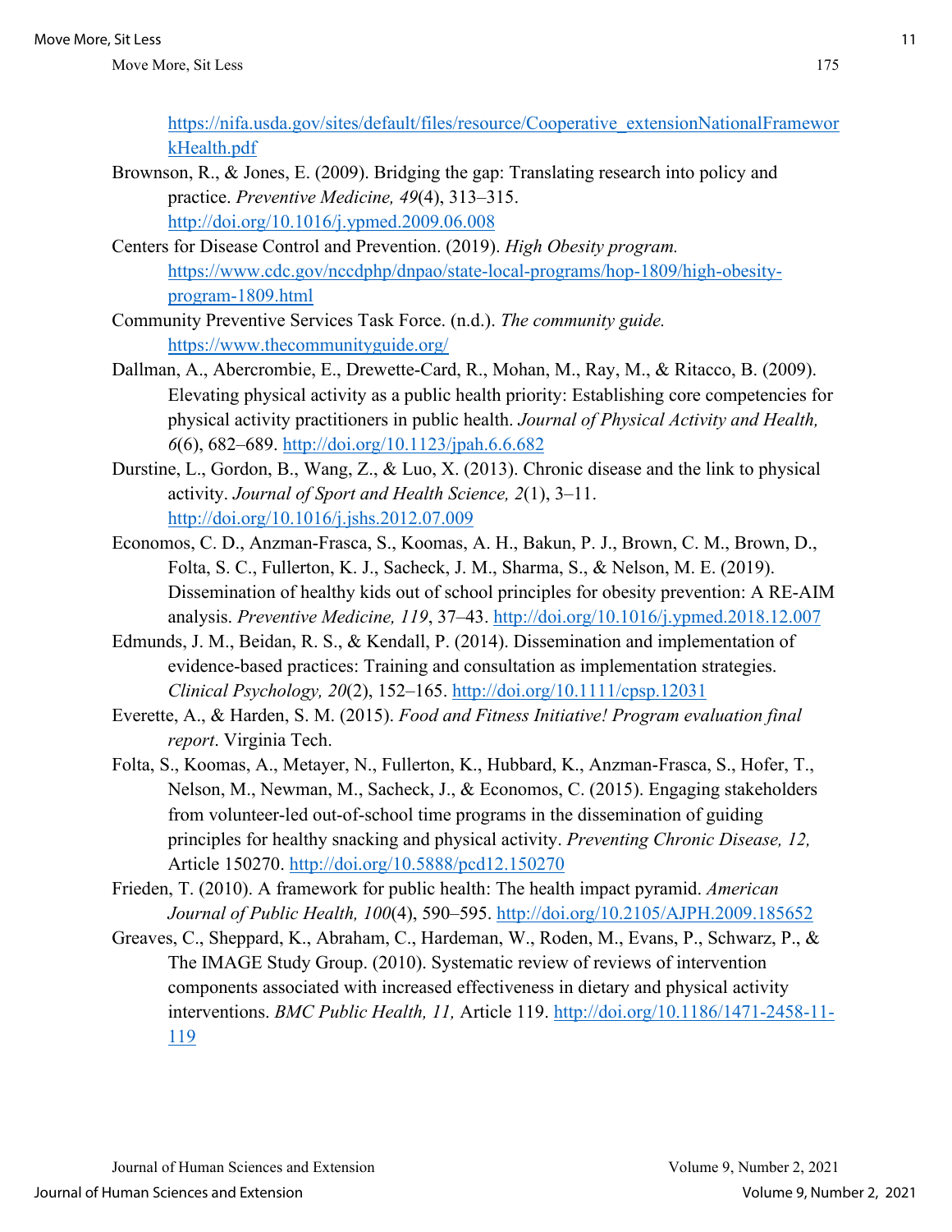https://nifa.usda.gov/sites/default/files/resource/Cooperative_extensionNationalFrameworkHealth.pdf

Brownson, R., & Jones, E. (2009). Bridging the gap: Translating research into policy and practice. *Preventive Medicine, 49*(4), 313–315. http://doi.org/10.1016/j.ypmed.2009.06.008

Centers for Disease Control and Prevention. (2019). *High Obesity program.* https://www.cdc.gov/nccdphp/dnpao/state-local-programs/hop-1809/high-obesity-program-1809.html

Community Preventive Services Task Force. (n.d.). *The community guide.* https://www.thecommunityguide.org/

Dallman, A., Abercrombie, E., Drewette-Card, R., Mohan, M., Ray, M., & Ritacco, B. (2009). Elevating physical activity as a public health priority: Establishing core competencies for physical activity practitioners in public health. *Journal of Physical Activity and Health, 6*(6), 682–689. http://doi.org/10.1123/jpah.6.6.682

Durstine, L., Gordon, B., Wang, Z., & Luo, X. (2013). Chronic disease and the link to physical activity. *Journal of Sport and Health Science, 2*(1), 3–11. http://doi.org/10.1016/j.jshs.2012.07.009

Economos, C. D., Anzman-Frasca, S., Koomas, A. H., Bakun, P. J., Brown, C. M., Brown, D., Folta, S. C., Fullerton, K. J., Sacheck, J. M., Sharma, S., & Nelson, M. E. (2019). Dissemination of healthy kids out of school principles for obesity prevention: A RE-AIM analysis. *Preventive Medicine, 119*, 37–43. http://doi.org/10.1016/j.ypmed.2018.12.007

Edmunds, J. M., Beidan, R. S., & Kendall, P. (2014). Dissemination and implementation of evidence-based practices: Training and consultation as implementation strategies. *Clinical Psychology, 20*(2), 152–165. http://doi.org/10.1111/cpsp.12031

Everette, A., & Harden, S. M. (2015). *Food and Fitness Initiative! Program evaluation final report*. Virginia Tech.

Folta, S., Koomas, A., Metayer, N., Fullerton, K., Hubbard, K., Anzman-Frasca, S., Hofer, T., Nelson, M., Newman, M., Sacheck, J., & Economos, C. (2015). Engaging stakeholders from volunteer-led out-of-school time programs in the dissemination of guiding principles for healthy snacking and physical activity. *Preventing Chronic Disease, 12,* Article 150270. http://doi.org/10.5888/pcd12.150270

Frieden, T. (2010). A framework for public health: The health impact pyramid. *American Journal of Public Health, 100*(4), 590–595. http://doi.org/10.2105/AJPH.2009.185652

Greaves, C., Sheppard, K., Abraham, C., Hardeman, W., Roden, M., Evans, P., Schwarz, P., & The IMAGE Study Group. (2010). Systematic review of reviews of intervention components associated with increased effectiveness in dietary and physical activity interventions. *BMC Public Health, 11,* Article 119. http://doi.org/10.1186/1471-2458-11-119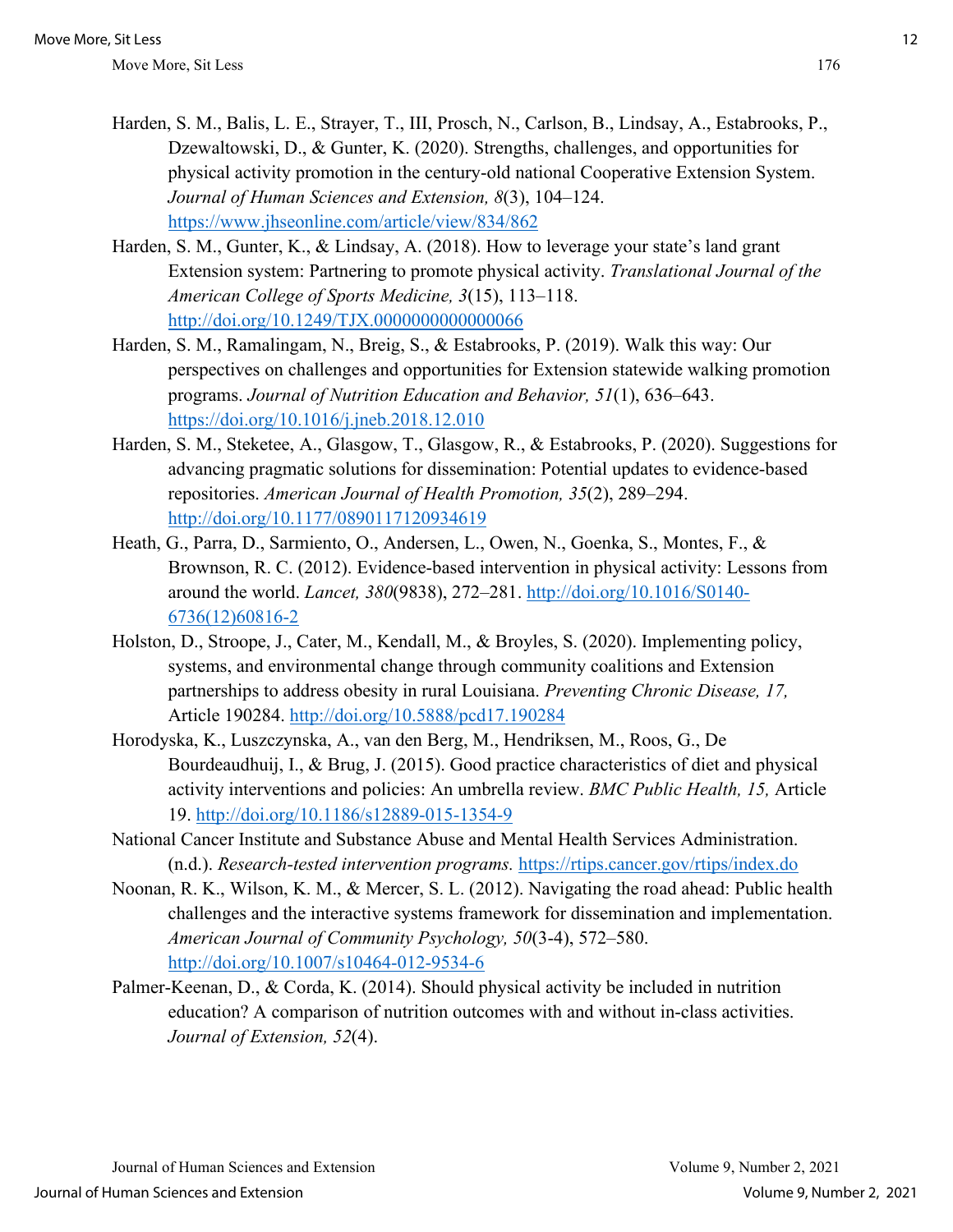Harden, S. M., Balis, L. E., Strayer, T., III, Prosch, N., Carlson, B., Lindsay, A., Estabrooks, P., Dzewaltowski, D., & Gunter, K. (2020). Strengths, challenges, and opportunities for physical activity promotion in the century-old national Cooperative Extension System. *Journal of Human Sciences and Extension, 8*(3), 104–124. https://www.jhseonline.com/article/view/834/862

Harden, S. M., Gunter, K., & Lindsay, A. (2018). How to leverage your state's land grant Extension system: Partnering to promote physical activity. *Translational Journal of the American College of Sports Medicine, 3*(15), 113–118. http://doi.org/10.1249/TJX.0000000000000066

Harden, S. M., Ramalingam, N., Breig, S., & Estabrooks, P. (2019). Walk this way: Our perspectives on challenges and opportunities for Extension statewide walking promotion programs. *Journal of Nutrition Education and Behavior, 51*(1), 636–643. https://doi.org/10.1016/j.jneb.2018.12.010

Harden, S. M., Steketee, A., Glasgow, T., Glasgow, R., & Estabrooks, P. (2020). Suggestions for advancing pragmatic solutions for dissemination: Potential updates to evidence-based repositories. *American Journal of Health Promotion, 35*(2), 289–294. http://doi.org/10.1177/0890117120934619

Heath, G., Parra, D., Sarmiento, O., Andersen, L., Owen, N., Goenka, S., Montes, F., & Brownson, R. C. (2012). Evidence-based intervention in physical activity: Lessons from around the world. *Lancet, 380*(9838), 272–281. http://doi.org/10.1016/S0140-6736(12)60816-2

Holston, D., Stroope, J., Cater, M., Kendall, M., & Broyles, S. (2020). Implementing policy, systems, and environmental change through community coalitions and Extension partnerships to address obesity in rural Louisiana. *Preventing Chronic Disease, 17,* Article 190284. http://doi.org/10.5888/pcd17.190284

Horodyska, K., Luszczynska, A., van den Berg, M., Hendriksen, M., Roos, G., De Bourdeaudhuij, I., & Brug, J. (2015). Good practice characteristics of diet and physical activity interventions and policies: An umbrella review. *BMC Public Health, 15,* Article 19. http://doi.org/10.1186/s12889-015-1354-9

National Cancer Institute and Substance Abuse and Mental Health Services Administration. (n.d.). *Research-tested intervention programs.* https://rtips.cancer.gov/rtips/index.do

Noonan, R. K., Wilson, K. M., & Mercer, S. L. (2012). Navigating the road ahead: Public health challenges and the interactive systems framework for dissemination and implementation. *American Journal of Community Psychology, 50*(3-4), 572–580. http://doi.org/10.1007/s10464-012-9534-6

Palmer-Keenan, D., & Corda, K. (2014). Should physical activity be included in nutrition education? A comparison of nutrition outcomes with and without in-class activities. *Journal of Extension, 52*(4).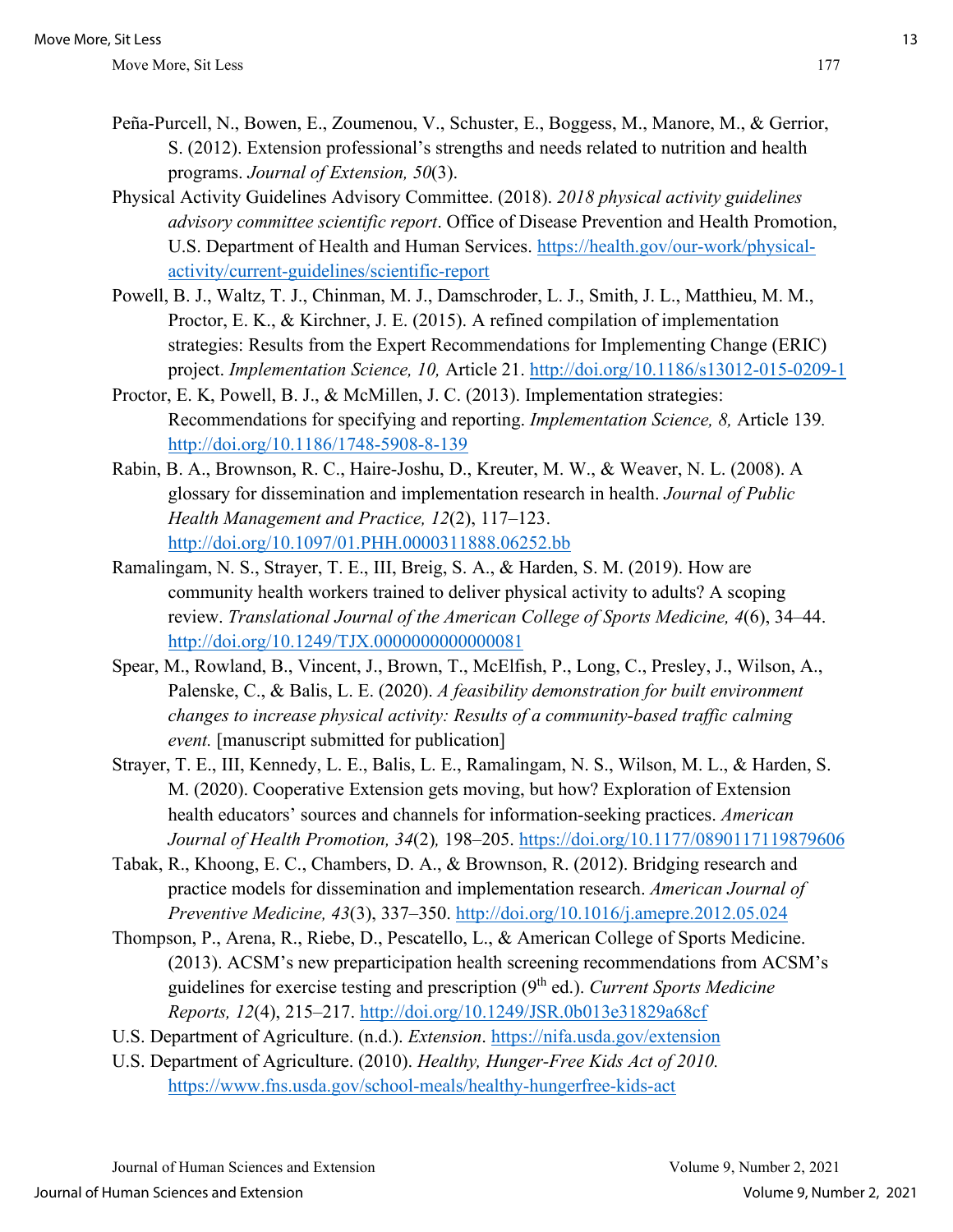Peña-Purcell, N., Bowen, E., Zoumenou, V., Schuster, E., Boggess, M., Manore, M., & Gerrior, S. (2012). Extension professional's strengths and needs related to nutrition and health programs. *Journal of Extension, 50*(3).

Physical Activity Guidelines Advisory Committee. (2018). *2018 physical activity guidelines advisory committee scientific report*. Office of Disease Prevention and Health Promotion, U.S. Department of Health and Human Services. https://health.gov/our-work/physical-activity/current-guidelines/scientific-report

Powell, B. J., Waltz, T. J., Chinman, M. J., Damschroder, L. J., Smith, J. L., Matthieu, M. M., Proctor, E. K., & Kirchner, J. E. (2015). A refined compilation of implementation strategies: Results from the Expert Recommendations for Implementing Change (ERIC) project. *Implementation Science, 10,* Article 21. http://doi.org/10.1186/s13012-015-0209-1

Proctor, E. K, Powell, B. J., & McMillen, J. C. (2013). Implementation strategies: Recommendations for specifying and reporting. *Implementation Science, 8,* Article 139. http://doi.org/10.1186/1748-5908-8-139

Rabin, B. A., Brownson, R. C., Haire-Joshu, D., Kreuter, M. W., & Weaver, N. L. (2008). A glossary for dissemination and implementation research in health. *Journal of Public Health Management and Practice, 12*(2), 117–123. http://doi.org/10.1097/01.PHH.0000311888.06252.bb

Ramalingam, N. S., Strayer, T. E., III, Breig, S. A., & Harden, S. M. (2019). How are community health workers trained to deliver physical activity to adults? A scoping review. *Translational Journal of the American College of Sports Medicine, 4*(6), 34–44. http://doi.org/10.1249/TJX.0000000000000081

Spear, M., Rowland, B., Vincent, J., Brown, T., McElfish, P., Long, C., Presley, J., Wilson, A., Palenske, C., & Balis, L. E. (2020). *A feasibility demonstration for built environment changes to increase physical activity: Results of a community-based traffic calming event.* [manuscript submitted for publication]

Strayer, T. E., III, Kennedy, L. E., Balis, L. E., Ramalingam, N. S., Wilson, M. L., & Harden, S. M. (2020). Cooperative Extension gets moving, but how? Exploration of Extension health educators' sources and channels for information-seeking practices. *American Journal of Health Promotion, 34*(2), 198–205. https://doi.org/10.1177/0890117119879606

Tabak, R., Khoong, E. C., Chambers, D. A., & Brownson, R. (2012). Bridging research and practice models for dissemination and implementation research. *American Journal of Preventive Medicine, 43*(3), 337–350. http://doi.org/10.1016/j.amepre.2012.05.024

Thompson, P., Arena, R., Riebe, D., Pescatello, L., & American College of Sports Medicine. (2013). ACSM's new preparticipation health screening recommendations from ACSM's guidelines for exercise testing and prescription (9th ed.). *Current Sports Medicine Reports, 12*(4), 215–217. http://doi.org/10.1249/JSR.0b013e31829a68cf

U.S. Department of Agriculture. (n.d.). *Extension*. https://nifa.usda.gov/extension

U.S. Department of Agriculture. (2010). *Healthy, Hunger-Free Kids Act of 2010.* https://www.fns.usda.gov/school-meals/healthy-hungerfree-kids-act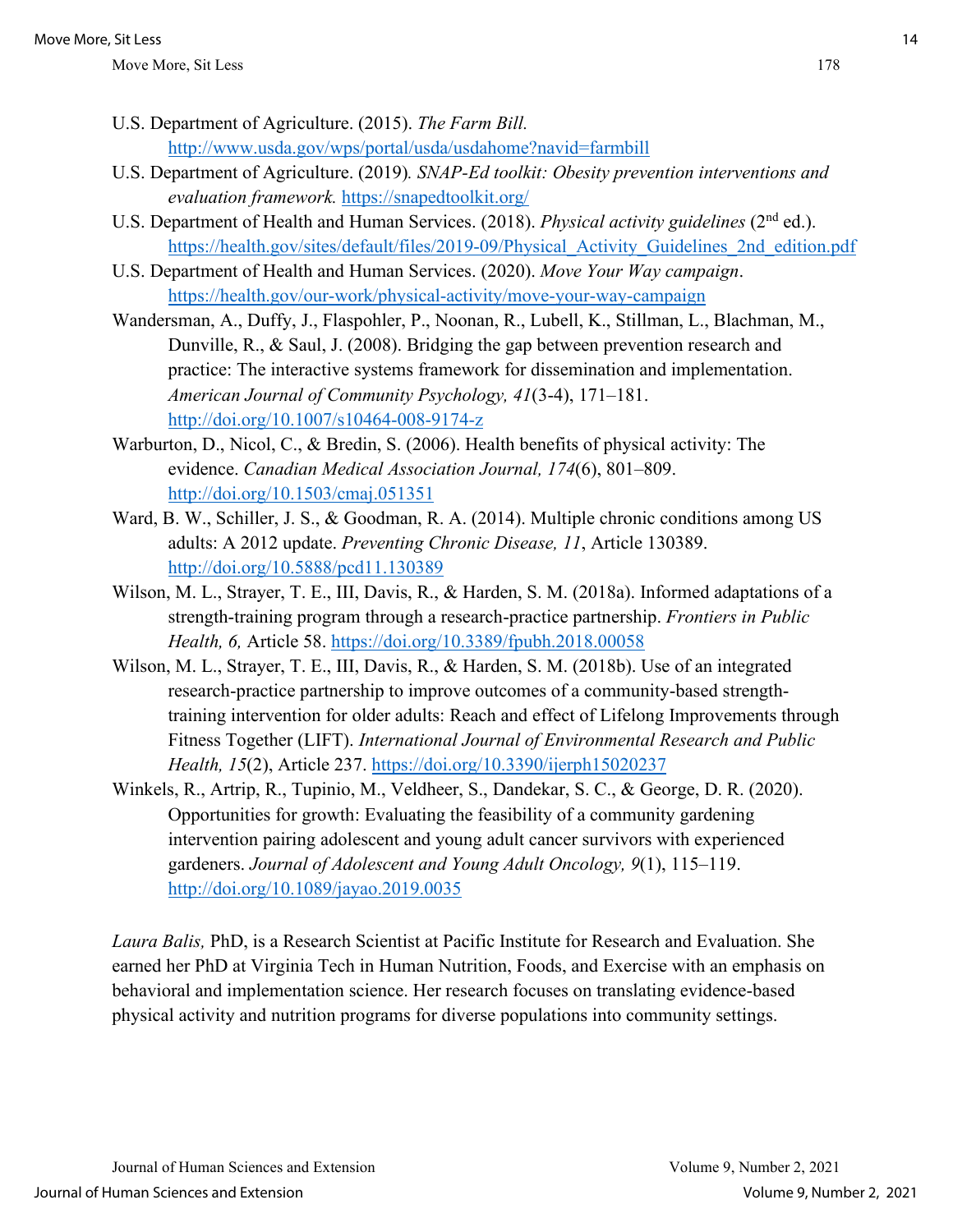U.S. Department of Agriculture. (2015). *The Farm Bill.* http://www.usda.gov/wps/portal/usda/usdahome?navid=farmbill

U.S. Department of Agriculture. (2019). *SNAP-Ed toolkit: Obesity prevention interventions and evaluation framework.* https://snapedtoolkit.org/

U.S. Department of Health and Human Services. (2018). *Physical activity guidelines* (2nd ed.). https://health.gov/sites/default/files/2019-09/Physical_Activity_Guidelines_2nd_edition.pdf

U.S. Department of Health and Human Services. (2020). *Move Your Way campaign*. https://health.gov/our-work/physical-activity/move-your-way-campaign

Wandersman, A., Duffy, J., Flaspohler, P., Noonan, R., Lubell, K., Stillman, L., Blachman, M., Dunville, R., & Saul, J. (2008). Bridging the gap between prevention research and practice: The interactive systems framework for dissemination and implementation. *American Journal of Community Psychology, 41*(3-4), 171–181. http://doi.org/10.1007/s10464-008-9174-z

Warburton, D., Nicol, C., & Bredin, S. (2006). Health benefits of physical activity: The evidence. *Canadian Medical Association Journal, 174*(6), 801–809. http://doi.org/10.1503/cmaj.051351

Ward, B. W., Schiller, J. S., & Goodman, R. A. (2014). Multiple chronic conditions among US adults: A 2012 update. *Preventing Chronic Disease, 11*, Article 130389. http://doi.org/10.5888/pcd11.130389

Wilson, M. L., Strayer, T. E., III, Davis, R., & Harden, S. M. (2018a). Informed adaptations of a strength-training program through a research-practice partnership. *Frontiers in Public Health, 6,* Article 58. https://doi.org/10.3389/fpubh.2018.00058

Wilson, M. L., Strayer, T. E., III, Davis, R., & Harden, S. M. (2018b). Use of an integrated research-practice partnership to improve outcomes of a community-based strength-training intervention for older adults: Reach and effect of Lifelong Improvements through Fitness Together (LIFT). *International Journal of Environmental Research and Public Health, 15*(2), Article 237. https://doi.org/10.3390/ijerph15020237

Winkels, R., Artrip, R., Tupinio, M., Veldheer, S., Dandekar, S. C., & George, D. R. (2020). Opportunities for growth: Evaluating the feasibility of a community gardening intervention pairing adolescent and young adult cancer survivors with experienced gardeners. *Journal of Adolescent and Young Adult Oncology, 9*(1), 115–119. http://doi.org/10.1089/jayao.2019.0035

*Laura Balis,* PhD, is a Research Scientist at Pacific Institute for Research and Evaluation. She earned her PhD at Virginia Tech in Human Nutrition, Foods, and Exercise with an emphasis on behavioral and implementation science. Her research focuses on translating evidence-based physical activity and nutrition programs for diverse populations into community settings.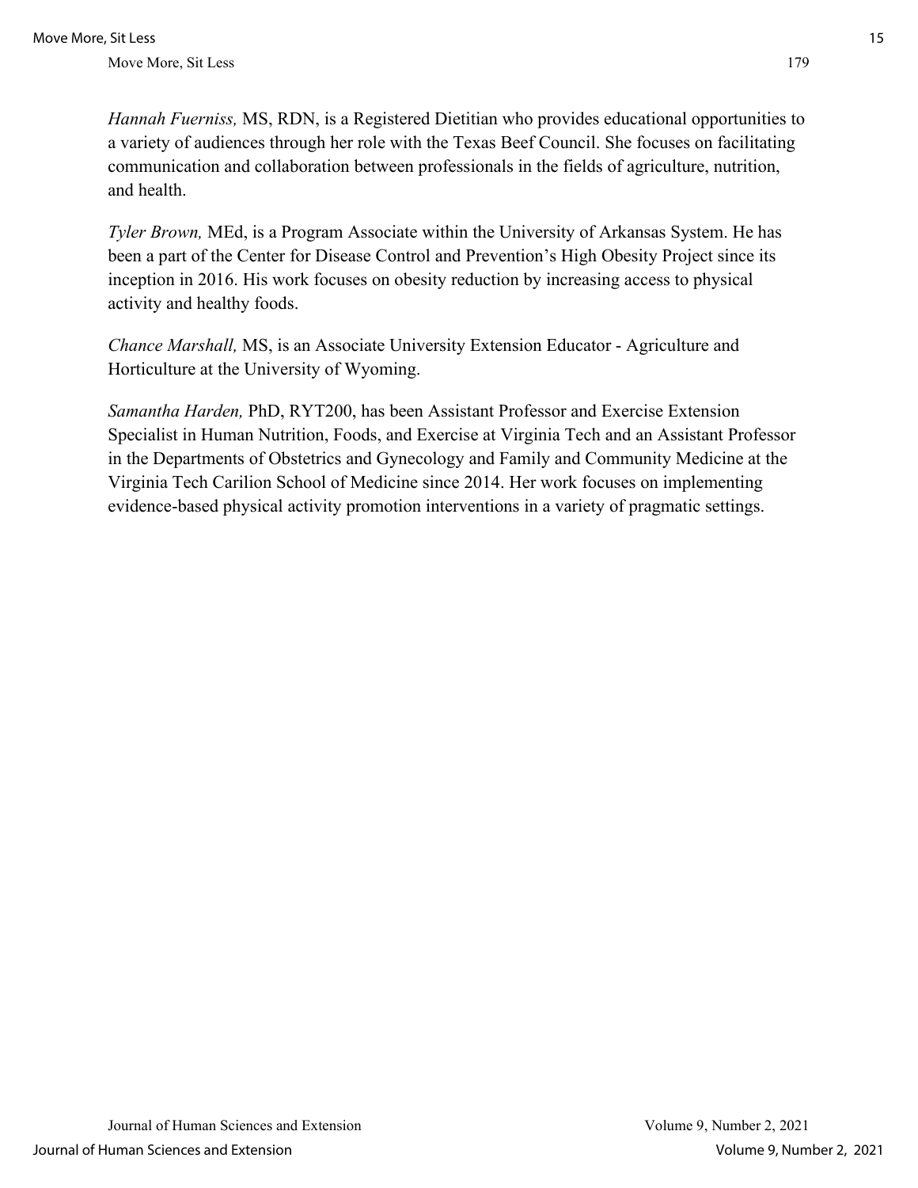*Hannah Fuerniss,* MS, RDN, is a Registered Dietitian who provides educational opportunities to a variety of audiences through her role with the Texas Beef Council. She focuses on facilitating communication and collaboration between professionals in the fields of agriculture, nutrition, and health.

*Tyler Brown,* MEd, is a Program Associate within the University of Arkansas System. He has been a part of the Center for Disease Control and Prevention's High Obesity Project since its inception in 2016. His work focuses on obesity reduction by increasing access to physical activity and healthy foods.

*Chance Marshall,* MS, is an Associate University Extension Educator - Agriculture and Horticulture at the University of Wyoming.

*Samantha Harden,* PhD, RYT200, has been Assistant Professor and Exercise Extension Specialist in Human Nutrition, Foods, and Exercise at Virginia Tech and an Assistant Professor in the Departments of Obstetrics and Gynecology and Family and Community Medicine at the Virginia Tech Carilion School of Medicine since 2014. Her work focuses on implementing evidence-based physical activity promotion interventions in a variety of pragmatic settings.